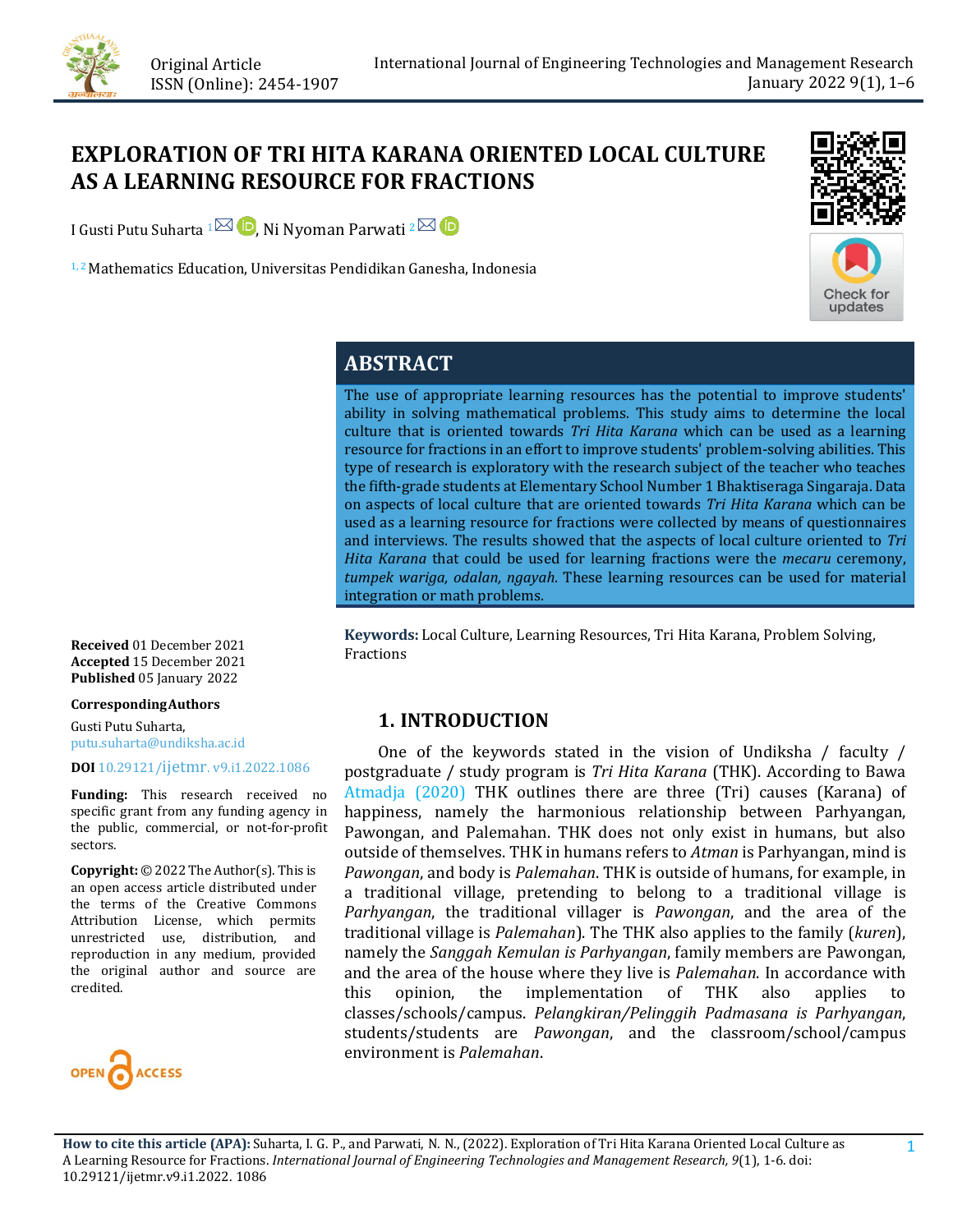Original Article
ISSN (Online): 2454-1907

# EXPLORATION OF TRI HITA KARANA ORIENTED LOCAL CULTURE AS A LEARNING RESOURCE FOR FRACTIONS

I Gusti Putu Suharta [1], Ni Nyoman Parwati [2]

[1, 2] Mathematics Education, Universitas Pendidikan Ganesha, Indonesia

## ABSTRACT

The use of appropriate learning resources has the potential to improve students' ability in solving mathematical problems. This study aims to determine the local culture that is oriented towards *Tri Hita Karana* which can be used as a learning resource for fractions in an effort to improve students' problem-solving abilities. This type of research is exploratory with the research subject of the teacher who teaches the fifth-grade students at Elementary School Number 1 Bhaktiseraga Singaraja. Data on aspects of local culture that are oriented towards *Tri Hita Karana* which can be used as a learning resource for fractions were collected by means of questionnaires and interviews. The results showed that the aspects of local culture oriented to *Tri Hita Karana* that could be used for learning fractions were the *mecaru* ceremony, *tumpek wariga, odalan, ngayah*. These learning resources can be used for material integration or math problems.

**Keywords:** Local Culture, Learning Resources, Tri Hita Karana, Problem Solving, Fractions

**Received** 01 December 2021
**Accepted** 15 December 2021
**Published** 05 January 2022

**Corresponding Authors**

Gusti Putu Suharta, putu.suharta@undiksha.ac.id

**DOI** 10.29121/ijetmr.v9.i1.2022.1086

**Funding:** This research received no specific grant from any funding agency in the public, commercial, or not-for-profit sectors.

**Copyright:** © 2022 The Author(s). This is an open access article distributed under the terms of the Creative Commons Attribution License, which permits unrestricted use, distribution, and reproduction in any medium, provided the original author and source are credited.

## 1. INTRODUCTION

One of the keywords stated in the vision of Undiksha / faculty / postgraduate / study program is *Tri Hita Karana* (THK). According to Bawa Atmadja (2020) THK outlines there are three (Tri) causes (Karana) of happiness, namely the harmonious relationship between Parhyangan, Pawongan, and Palemahan. THK does not only exist in humans, but also outside of themselves. THK in humans refers to *Atman* is Parhyangan, mind is *Pawongan*, and body is *Palemahan*. THK is outside of humans, for example, in a traditional village, pretending to belong to a traditional village is *Parhyangan*, the traditional villager is *Pawongan*, and the area of the traditional village is *Palemahan*). The THK also applies to the family (*kuren*), namely the *Sanggah Kemulan is Parhyangan*, family members are Pawongan, and the area of the house where they live is *Palemahan*. In accordance with this opinion, the implementation of THK also applies to classes/schools/campus. *Pelangkiran/Pelinggih Padmasana is Parhyangan*, students/students are *Pawongan*, and the classroom/school/campus environment is *Palemahan*.

**How to cite this article (APA):** Suharta, I. G. P., and Parwati, N. N., (2022). Exploration of Tri Hita Karana Oriented Local Culture as A Learning Resource for Fractions. *International Journal of Engineering Technologies and Management Research, 9*(1), 1-6. doi: 10.29121/ijetmr.v9.i1.2022. 1086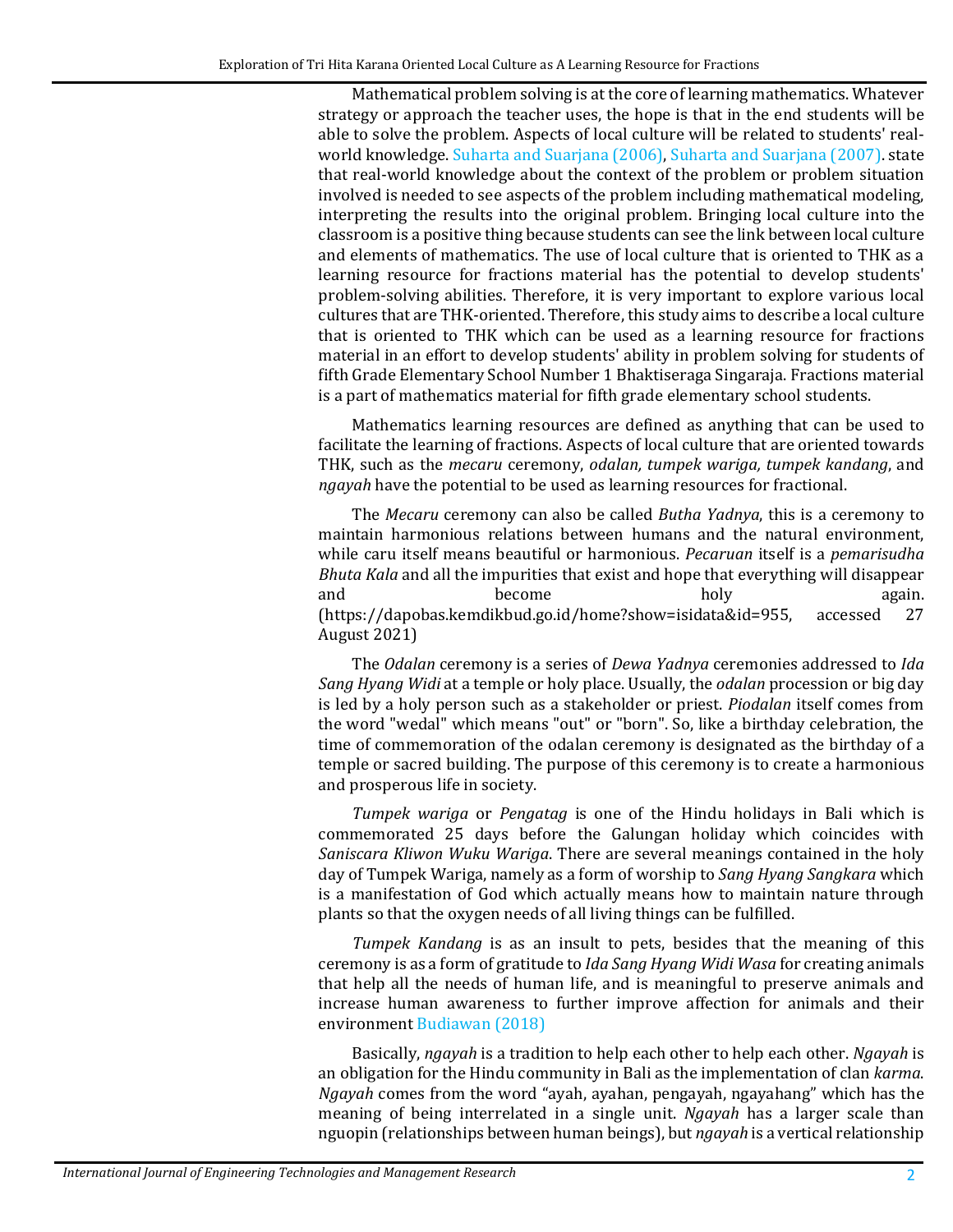Mathematical problem solving is at the core of learning mathematics. Whatever strategy or approach the teacher uses, the hope is that in the end students will be able to solve the problem. Aspects of local culture will be related to students' real-world knowledge. Suharta and Suarjana (2006), Suharta and Suarjana (2007). state that real-world knowledge about the context of the problem or problem situation involved is needed to see aspects of the problem including mathematical modeling, interpreting the results into the original problem. Bringing local culture into the classroom is a positive thing because students can see the link between local culture and elements of mathematics. The use of local culture that is oriented to THK as a learning resource for fractions material has the potential to develop students' problem-solving abilities. Therefore, it is very important to explore various local cultures that are THK-oriented. Therefore, this study aims to describe a local culture that is oriented to THK which can be used as a learning resource for fractions material in an effort to develop students' ability in problem solving for students of fifth Grade Elementary School Number 1 Bhaktiseraga Singaraja. Fractions material is a part of mathematics material for fifth grade elementary school students.

Mathematics learning resources are defined as anything that can be used to facilitate the learning of fractions. Aspects of local culture that are oriented towards THK, such as the *mecaru* ceremony, *odalan, tumpek wariga, tumpek kandang*, and *ngayah* have the potential to be used as learning resources for fractional.

The *Mecaru* ceremony can also be called *Butha Yadnya*, this is a ceremony to maintain harmonious relations between humans and the natural environment, while caru itself means beautiful or harmonious. *Pecaruan* itself is a *pemarisudha Bhuta Kala* and all the impurities that exist and hope that everything will disappear and become holy again. (https://dapobas.kemdikbud.go.id/home?show=isidata&id=955, accessed 27 August 2021)

The *Odalan* ceremony is a series of *Dewa Yadnya* ceremonies addressed to *Ida Sang Hyang Widi* at a temple or holy place. Usually, the *odalan* procession or big day is led by a holy person such as a stakeholder or priest. *Piodalan* itself comes from the word "wedal" which means "out" or "born". So, like a birthday celebration, the time of commemoration of the odalan ceremony is designated as the birthday of a temple or sacred building. The purpose of this ceremony is to create a harmonious and prosperous life in society.

*Tumpek wariga* or *Pengatag* is one of the Hindu holidays in Bali which is commemorated 25 days before the Galungan holiday which coincides with *Saniscara Kliwon Wuku Wariga*. There are several meanings contained in the holy day of Tumpek Wariga, namely as a form of worship to *Sang Hyang Sangkara* which is a manifestation of God which actually means how to maintain nature through plants so that the oxygen needs of all living things can be fulfilled.

*Tumpek Kandang* is as an insult to pets, besides that the meaning of this ceremony is as a form of gratitude to *Ida Sang Hyang Widi Wasa* for creating animals that help all the needs of human life, and is meaningful to preserve animals and increase human awareness to further improve affection for animals and their environment Budiawan (2018)

Basically, *ngayah* is a tradition to help each other to help each other. *Ngayah* is an obligation for the Hindu community in Bali as the implementation of clan *karma*. *Ngayah* comes from the word "ayah, ayahan, pengayah, ngayahang" which has the meaning of being interrelated in a single unit. *Ngayah* has a larger scale than nguopin (relationships between human beings), but *ngayah* is a vertical relationship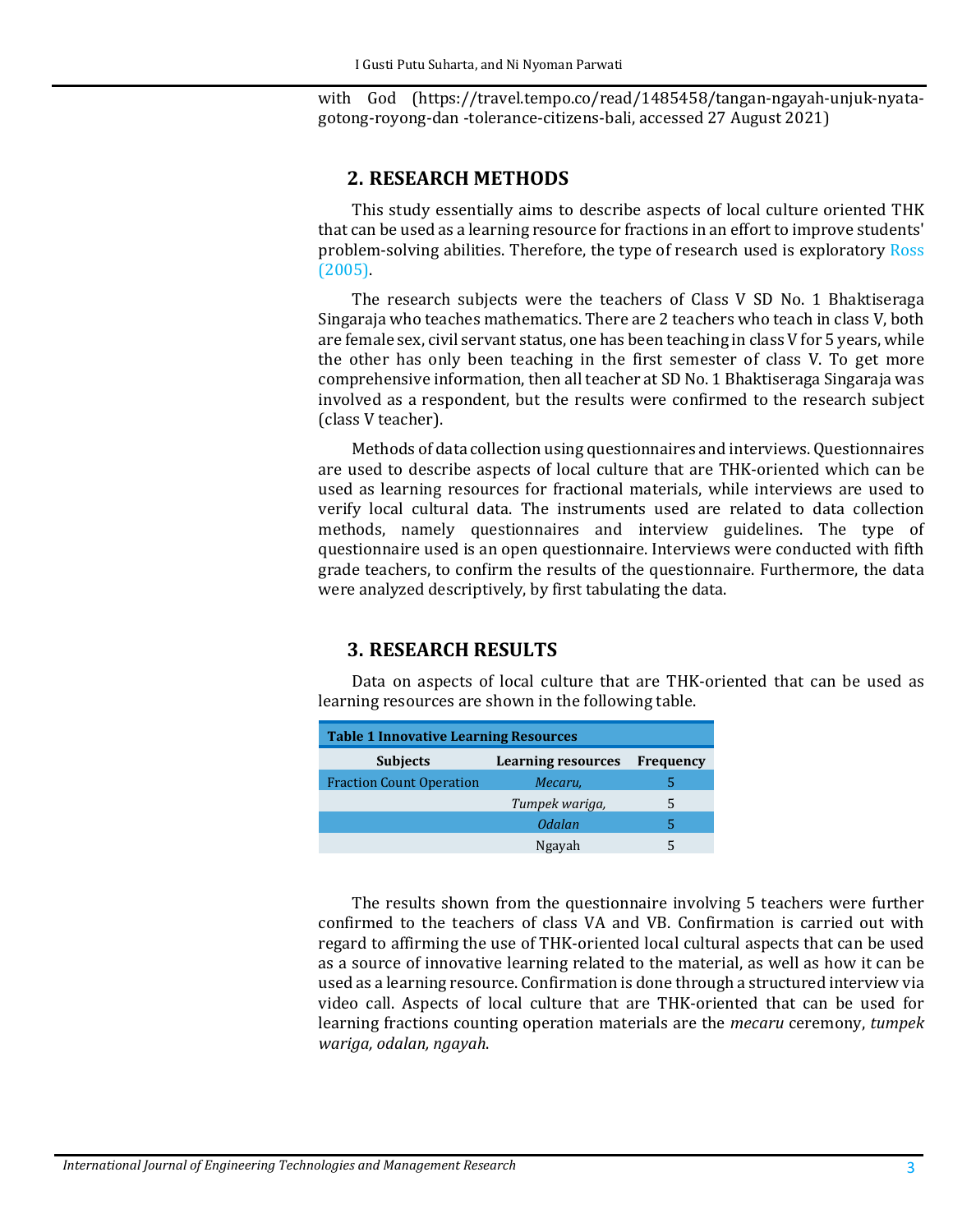with God (https://travel.tempo.co/read/1485458/tangan-ngayah-unjuk-nyata-gotong-royong-dan -tolerance-citizens-bali, accessed 27 August 2021)

## 2. RESEARCH METHODS

This study essentially aims to describe aspects of local culture oriented THK that can be used as a learning resource for fractions in an effort to improve students' problem-solving abilities. Therefore, the type of research used is exploratory Ross (2005).

The research subjects were the teachers of Class V SD No. 1 Bhaktiseraga Singaraja who teaches mathematics. There are 2 teachers who teach in class V, both are female sex, civil servant status, one has been teaching in class V for 5 years, while the other has only been teaching in the first semester of class V. To get more comprehensive information, then all teacher at SD No. 1 Bhaktiseraga Singaraja was involved as a respondent, but the results were confirmed to the research subject (class V teacher).

Methods of data collection using questionnaires and interviews. Questionnaires are used to describe aspects of local culture that are THK-oriented which can be used as learning resources for fractional materials, while interviews are used to verify local cultural data. The instruments used are related to data collection methods, namely questionnaires and interview guidelines. The type of questionnaire used is an open questionnaire. Interviews were conducted with fifth grade teachers, to confirm the results of the questionnaire. Furthermore, the data were analyzed descriptively, by first tabulating the data.

## 3. RESEARCH RESULTS

Data on aspects of local culture that are THK-oriented that can be used as learning resources are shown in the following table.

**Table 1 Innovative Learning Resources**

| Subjects | Learning resources | Frequency |
|---|---|---|
| Fraction Count Operation | *Mecaru,* | 5 |
| | *Tumpek wariga,* | 5 |
| | *Odalan* | 5 |
| | Ngayah | 5 |

The results shown from the questionnaire involving 5 teachers were further confirmed to the teachers of class VA and VB. Confirmation is carried out with regard to affirming the use of THK-oriented local cultural aspects that can be used as a source of innovative learning related to the material, as well as how it can be used as a learning resource. Confirmation is done through a structured interview via video call. Aspects of local culture that are THK-oriented that can be used for learning fractions counting operation materials are the *mecaru* ceremony, *tumpek wariga, odalan, ngayah*.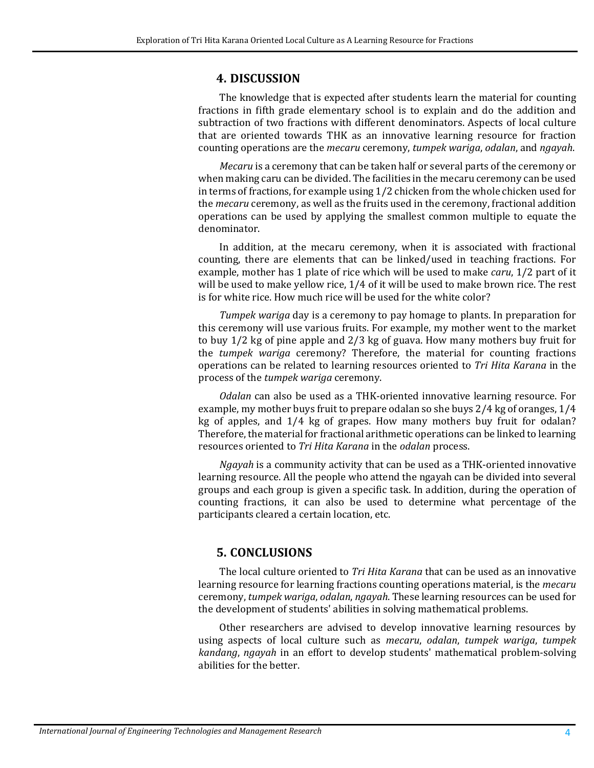## 4. DISCUSSION

The knowledge that is expected after students learn the material for counting fractions in fifth grade elementary school is to explain and do the addition and subtraction of two fractions with different denominators. Aspects of local culture that are oriented towards THK as an innovative learning resource for fraction counting operations are the *mecaru* ceremony, *tumpek wariga*, *odalan*, and *ngayah*.

*Mecaru* is a ceremony that can be taken half or several parts of the ceremony or when making caru can be divided. The facilities in the mecaru ceremony can be used in terms of fractions, for example using 1/2 chicken from the whole chicken used for the *mecaru* ceremony, as well as the fruits used in the ceremony, fractional addition operations can be used by applying the smallest common multiple to equate the denominator.

In addition, at the mecaru ceremony, when it is associated with fractional counting, there are elements that can be linked/used in teaching fractions. For example, mother has 1 plate of rice which will be used to make *caru*, 1/2 part of it will be used to make yellow rice, 1/4 of it will be used to make brown rice. The rest is for white rice. How much rice will be used for the white color?

*Tumpek wariga* day is a ceremony to pay homage to plants. In preparation for this ceremony will use various fruits. For example, my mother went to the market to buy 1/2 kg of pine apple and 2/3 kg of guava. How many mothers buy fruit for the *tumpek wariga* ceremony? Therefore, the material for counting fractions operations can be related to learning resources oriented to *Tri Hita Karana* in the process of the *tumpek wariga* ceremony.

*Odalan* can also be used as a THK-oriented innovative learning resource. For example, my mother buys fruit to prepare odalan so she buys 2/4 kg of oranges, 1/4 kg of apples, and 1/4 kg of grapes. How many mothers buy fruit for odalan? Therefore, the material for fractional arithmetic operations can be linked to learning resources oriented to *Tri Hita Karana* in the *odalan* process.

*Ngayah* is a community activity that can be used as a THK-oriented innovative learning resource. All the people who attend the ngayah can be divided into several groups and each group is given a specific task. In addition, during the operation of counting fractions, it can also be used to determine what percentage of the participants cleared a certain location, etc.

## 5. CONCLUSIONS

The local culture oriented to *Tri Hita Karana* that can be used as an innovative learning resource for learning fractions counting operations material, is the *mecaru* ceremony, *tumpek wariga*, *odalan*, *ngayah*. These learning resources can be used for the development of students' abilities in solving mathematical problems.

Other researchers are advised to develop innovative learning resources by using aspects of local culture such as *mecaru*, *odalan*, *tumpek wariga*, *tumpek kandang*, *ngayah* in an effort to develop students' mathematical problem-solving abilities for the better.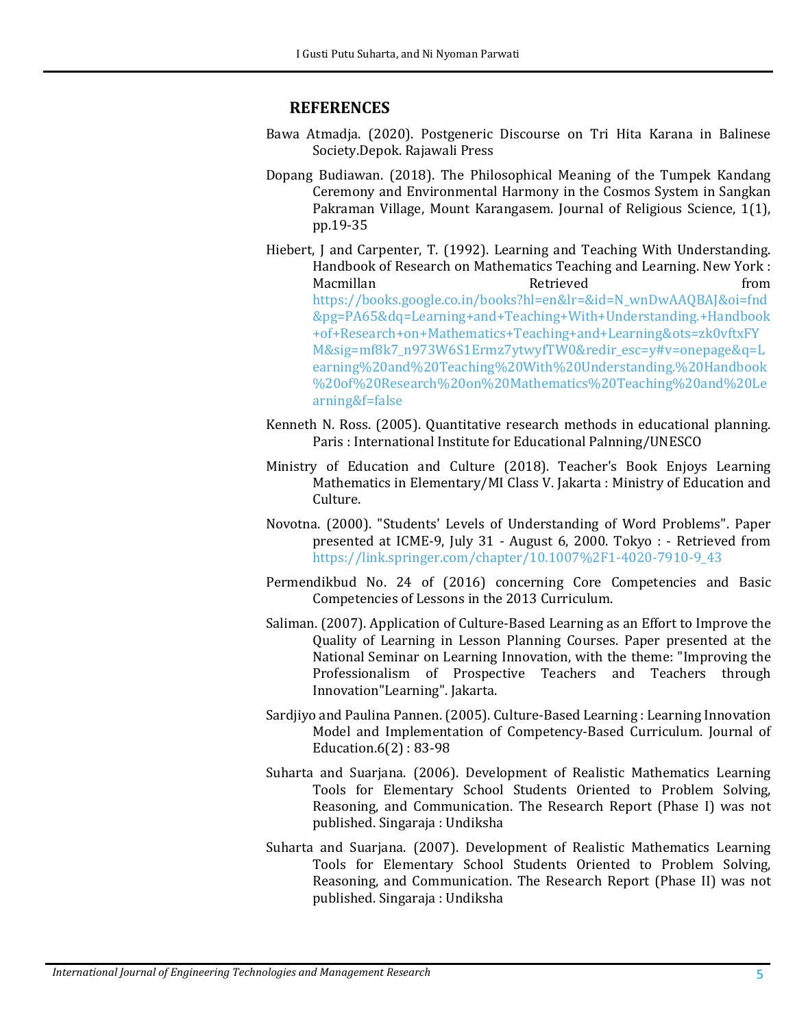## REFERENCES

Bawa Atmadja. (2020). Postgeneric Discourse on Tri Hita Karana in Balinese Society.Depok. Rajawali Press

Dopang Budiawan. (2018). The Philosophical Meaning of the Tumpek Kandang Ceremony and Environmental Harmony in the Cosmos System in Sangkan Pakraman Village, Mount Karangasem. Journal of Religious Science, 1(1), pp.19-35

Hiebert, J and Carpenter, T. (1992). Learning and Teaching With Understanding. Handbook of Research on Mathematics Teaching and Learning. New York : Macmillan Retrieved from https://books.google.co.in/books?hl=en&lr=&id=N_wnDwAAQBAJ&oi=fnd&pg=PA65&dq=Learning+and+Teaching+With+Understanding.+Handbook+of+Research+on+Mathematics+Teaching+and+Learning&ots=zk0vftxFYM&sig=mf8k7_n973W6S1Ermz7ytwyfTW0&redir_esc=y#v=onepage&q=Learning%20and%20Teaching%20With%20Understanding.%20Handbook%20of%20Research%20on%20Mathematics%20Teaching%20and%20Learning&f=false

Kenneth N. Ross. (2005). Quantitative research methods in educational planning. Paris : International Institute for Educational Palnning/UNESCO

Ministry of Education and Culture (2018). Teacher's Book Enjoys Learning Mathematics in Elementary/MI Class V. Jakarta : Ministry of Education and Culture.

Novotna. (2000). "Students' Levels of Understanding of Word Problems". Paper presented at ICME-9, July 31 - August 6, 2000. Tokyo : - Retrieved from https://link.springer.com/chapter/10.1007%2F1-4020-7910-9_43

Permendikbud No. 24 of (2016) concerning Core Competencies and Basic Competencies of Lessons in the 2013 Curriculum.

Saliman. (2007). Application of Culture-Based Learning as an Effort to Improve the Quality of Learning in Lesson Planning Courses. Paper presented at the National Seminar on Learning Innovation, with the theme: "Improving the Professionalism of Prospective Teachers and Teachers through Innovation"Learning". Jakarta.

Sardjiyo and Paulina Pannen. (2005). Culture-Based Learning : Learning Innovation Model and Implementation of Competency-Based Curriculum. Journal of Education.6(2) : 83-98

Suharta and Suarjana. (2006). Development of Realistic Mathematics Learning Tools for Elementary School Students Oriented to Problem Solving, Reasoning, and Communication. The Research Report (Phase I) was not published. Singaraja : Undiksha

Suharta and Suarjana. (2007). Development of Realistic Mathematics Learning Tools for Elementary School Students Oriented to Problem Solving, Reasoning, and Communication. The Research Report (Phase II) was not published. Singaraja : Undiksha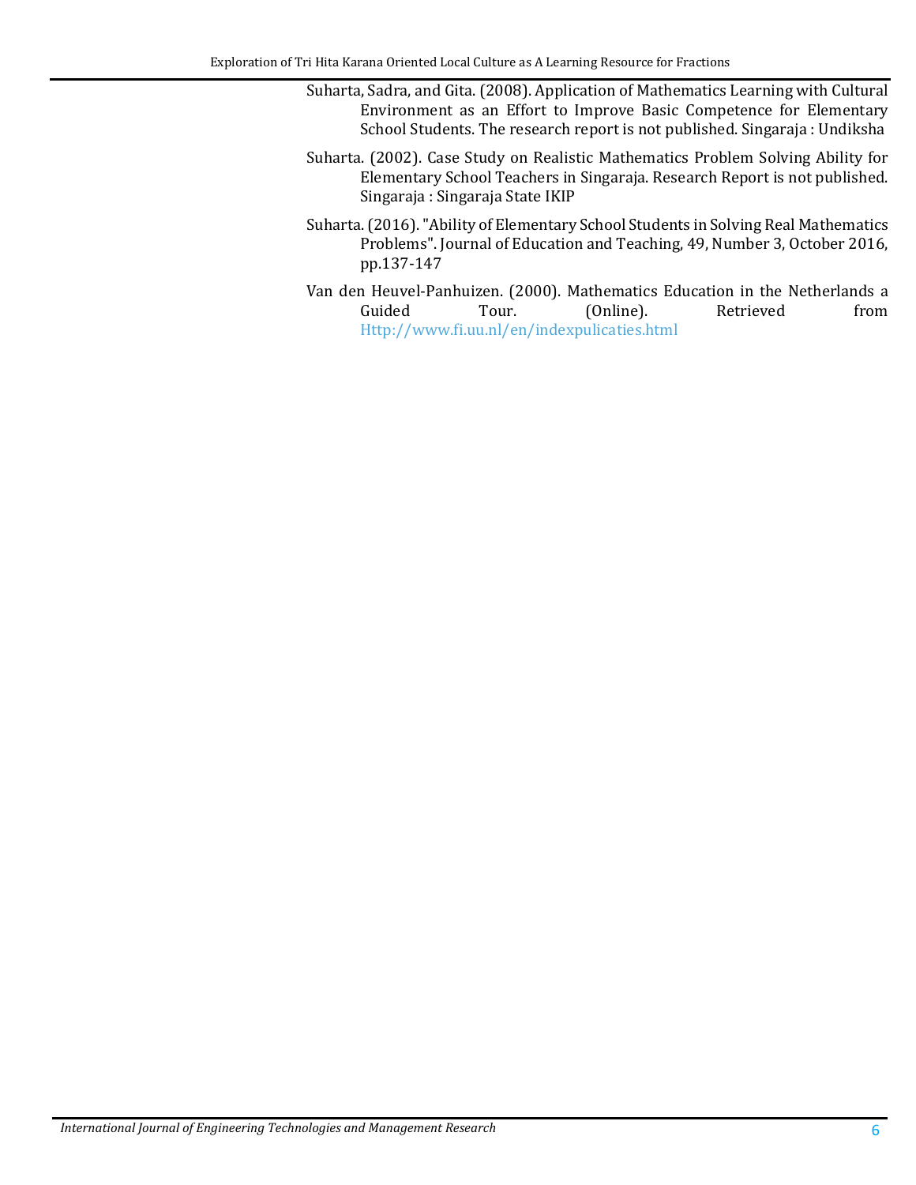Suharta, Sadra, and Gita. (2008). Application of Mathematics Learning with Cultural Environment as an Effort to Improve Basic Competence for Elementary School Students. The research report is not published. Singaraja : Undiksha

Suharta. (2002). Case Study on Realistic Mathematics Problem Solving Ability for Elementary School Teachers in Singaraja. Research Report is not published. Singaraja : Singaraja State IKIP

Suharta. (2016). "Ability of Elementary School Students in Solving Real Mathematics Problems". Journal of Education and Teaching, 49, Number 3, October 2016, pp.137-147

Van den Heuvel-Panhuizen. (2000). Mathematics Education in the Netherlands a Guided Tour. (Online). Retrieved from Http://www.fi.uu.nl/en/indexpulicaties.html